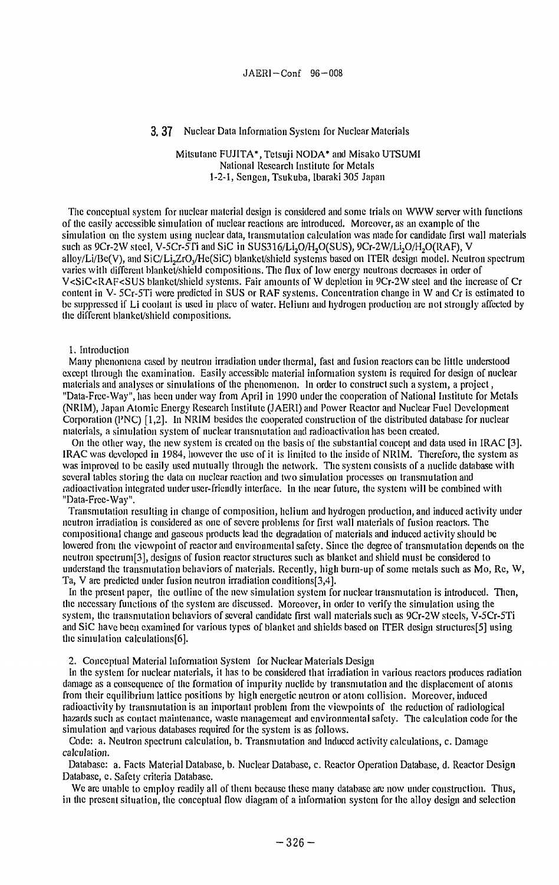## 3.37 Nuclear Data Information System for Nuclear Materials

Mitsutane FUJITA*, Tetsuji NODA* and Misako UTSUMI
National Research Institute for Metals
1-2-1, Sengen, Tsukuba, Ibaraki 305 Japan

The conceptual system for nuclear material design is considered and some trials on WWW server with functions of the easily accessible simulation of nuclear reactions are introduced. Moreover, as an example of the simulation on the system using nuclear data, transmutation calculation was made for candidate first wall materials such as 9Cr-2W steel, V-5Cr-5Ti and SiC in SUS316/$Li_2O$/$H_2O$(SUS), 9Cr-2W/$Li_2O$/$H_2O$(RAF), V alloy/Li/Be(V), and SiC/$Li_2ZrO_3$/He(SiC) blanket/shield systems based on ITER design model. Neutron spectrum varies with different blanket/shield compositions. The flux of low energy neutrons decreases in order of V<SiC<RAF<SUS blanket/shield systems. Fair amounts of W depletion in 9Cr-2W steel and the increase of Cr content in V- 5Cr-5Ti were predicted in SUS or RAF systems. Concentration change in W and Cr is estimated to be suppressed if Li coolant is used in place of water. Helium and hydrogen production are not strongly affected by the different blanket/shield compositions.

### 1. Introduction

Many phenomena cased by neutron irradiation under thermal, fast and fusion reactors can be little understood except through the examination. Easily accessible material information system is required for design of nuclear materials and analyses or simulations of the phenomenon. In order to construct such a system, a project, "Data-Free-Way", has been under way from April in 1990 under the cooperation of National Institute for Metals (NRIM), Japan Atomic Energy Research Institute (JAERI) and Power Reactor and Nuclear Fuel Development Corporation (PNC) [1,2]. In NRIM besides the cooperated construction of the distributed database for nuclear materials, a simulation system of nuclear transmutation and radioactivation has been created.

On the other way, the new system is created on the basis of the substantial concept and data used in IRAC [3]. IRAC was developed in 1984, however the use of it is limited to the inside of NRIM. Therefore, the system as was improved to be easily used mutually through the network. The system consists of a nuclide database with several tables storing the data on nuclear reaction and two simulation processes on transmutation and radioactivation integrated under user-friendly interface. In the near future, the system will be combined with "Data-Free-Way".

Transmutation resulting in change of composition, helium and hydrogen production, and induced activity under neutron irradiation is considered as one of severe problems for first wall materials of fusion reactors. The compositional change and gaseous products lead the degradation of materials and induced activity should be lowered from the viewpoint of reactor and environmental safety. Since the degree of transmutation depends on the neutron spectrum[3], designs of fusion reactor structures such as blanket and shield must be considered to understand the transmutation behaviors of materials. Recently, high burn-up of some metals such as Mo, Re, W, Ta, V are predicted under fusion neutron irradiation conditions[3,4].

In the present paper, the outline of the new simulation system for nuclear transmutation is introduced. Then, the necessary functions of the system are discussed. Moreover, in order to verify the simulation using the system, the transmutation behaviors of several candidate first wall materials such as 9Cr-2W steels, V-5Cr-5Ti and SiC have been examined for various types of blanket and shields based on ITER design structures[5] using the simulation calculations[6].

### 2. Conceptual Material Information System for Nuclear Materials Design

In the system for nuclear materials, it has to be considered that irradiation in various reactors produces radiation damage as a consequence of the formation of impurity nuclide by transmutation and the displacement of atoms from their equilibrium lattice positions by high energetic neutron or atom collision. Moreover, induced radioactivity by transmutation is an important problem from the viewpoints of the reduction of radiological hazards such as contact maintenance, waste management and environmental safety. The calculation code for the simulation and various databases required for the system is as follows.

Code: a. Neutron spectrum calculation, b. Transmutation and Induced activity calculations, c. Damage calculation.

Database: a. Facts Material Database, b. Nuclear Database, c. Reactor Operation Database, d. Reactor Design Database, e. Safety criteria Database.

We are unable to employ readily all of them because these many database are now under construction. Thus, in the present situation, the conceptual flow diagram of a information system for the alloy design and selection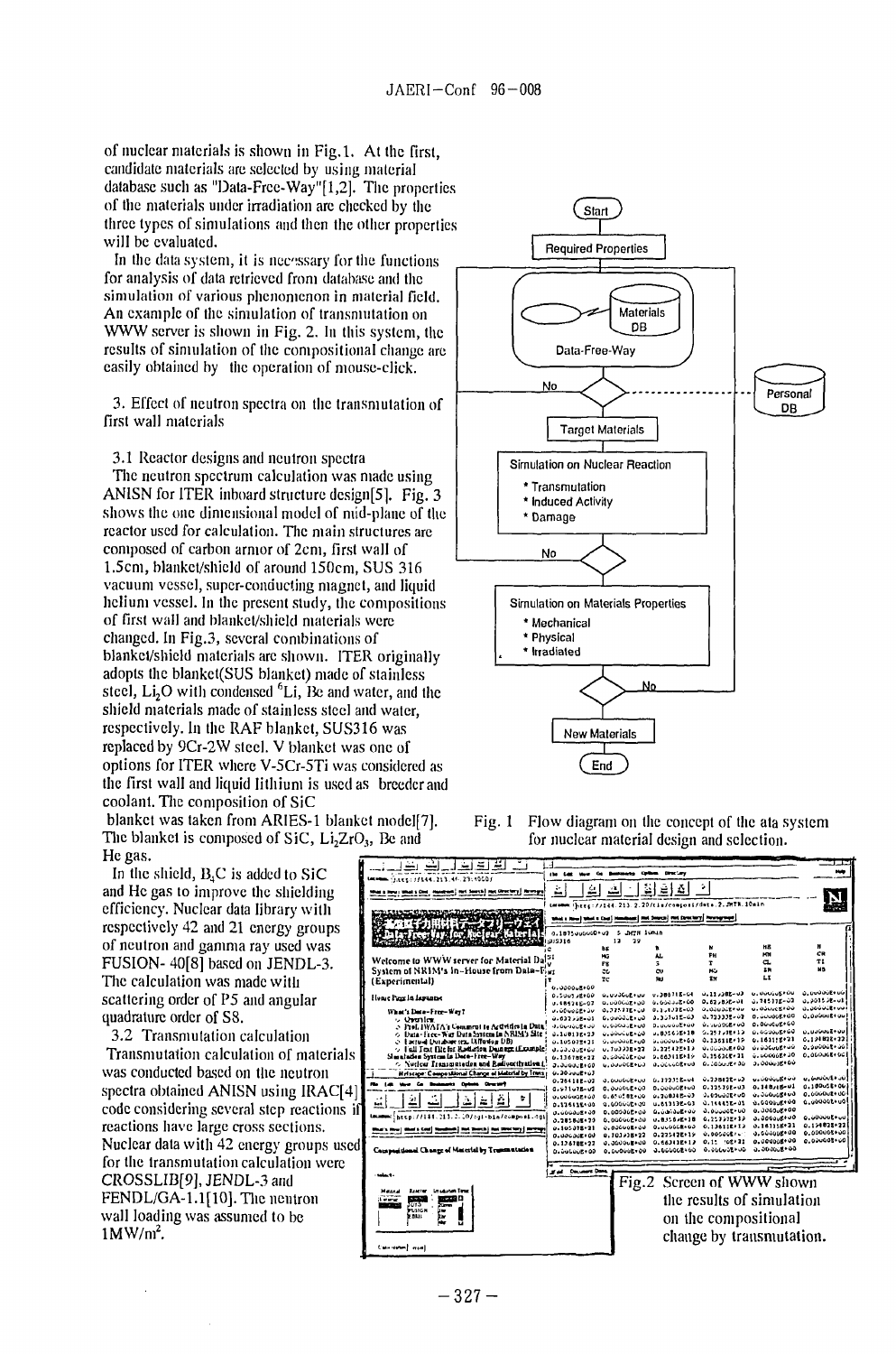of nuclear materials is shown in Fig.1. At the first, candidate materials are selected by using material database such as "Data-Free-Way"[1,2]. The properties of the materials under irradiation are checked by the three types of simulations and then the other properties will be evaluated.

In the data system, it is necessary for the functions for analysis of data retrieved from database and the simulation of various phenomenon in material field. An example of the simulation of transmutation on WWW server is shown in Fig. 2. In this system, the results of simulation of the compositional change are easily obtained by the operation of mouse-click.

## 3. Effect of neutron spectra on the transmutation of first wall materials

### 3.1 Reactor designs and neutron spectra

The neutron spectrum calculation was made using ANISN for ITER inboard structure design[5]. Fig. 3 shows the one dimensional model of mid-plane of the reactor used for calculation. The main structures are composed of carbon armor of 2cm, first wall of 1.5cm, blanket/shield of around 150cm, SUS 316 vacuum vessel, super-conducting magnet, and liquid helium vessel. In the present study, the compositions of first wall and blanket/shield materials were changed. In Fig.3, several combinations of blanket/shield materials are shown. ITER originally adopts the blanket(SUS blanket) made of stainless steel, $Li_2O$ with condensed $^6Li$, Be and water, and the shield materials made of stainless steel and water, respectively. In the RAF blanket, SUS316 was replaced by 9Cr-2W steel. V blanket was one of options for ITER where V-5Cr-5Ti was considered as the first wall and liquid lithium is used as breeder and coolant. The composition of SiC blanket was taken from ARIES-1 blanket model[7]. The blanket is composed of SiC, $Li_2ZrO_3$, Be and He gas.

In the shield, $B_4C$ is added to SiC and He gas to improve the shielding efficiency. Nuclear data library with respectively 42 and 21 energy groups of neutron and gamma ray used was FUSION- 40[8] based on JENDL-3. The calculation was made with scattering order of P5 and angular quadrature order of S8.

### 3.2 Transmutation calculation

Transmutation calculation of materials was conducted based on the neutron spectra obtained ANISN using IRAC[4] code considering several step reactions if reactions have large cross sections. Nuclear data with 42 energy groups used for the transmutation calculation were CROSSLIB[9], JENDL-3 and FENDL/GA-1.1[10]. The neutron wall loading was assumed to be $1MW/m^2$.

Start → Required Properties → Materials DB / Data-Free-Way (Personal DB) → Target Materials → Simulation on Nuclear Reaction (* Transmutation * Induced Activity * Damage) → Simulation on Materials Properties (* Mechanical * Physical * Irradiated) → New Materials → End

Fig. 1 Flow diagram on the concept of the ata system for nuclear material design and selection.

Fig.2 Screen of WWW shown the results of simulation on the compositional change by transmutation.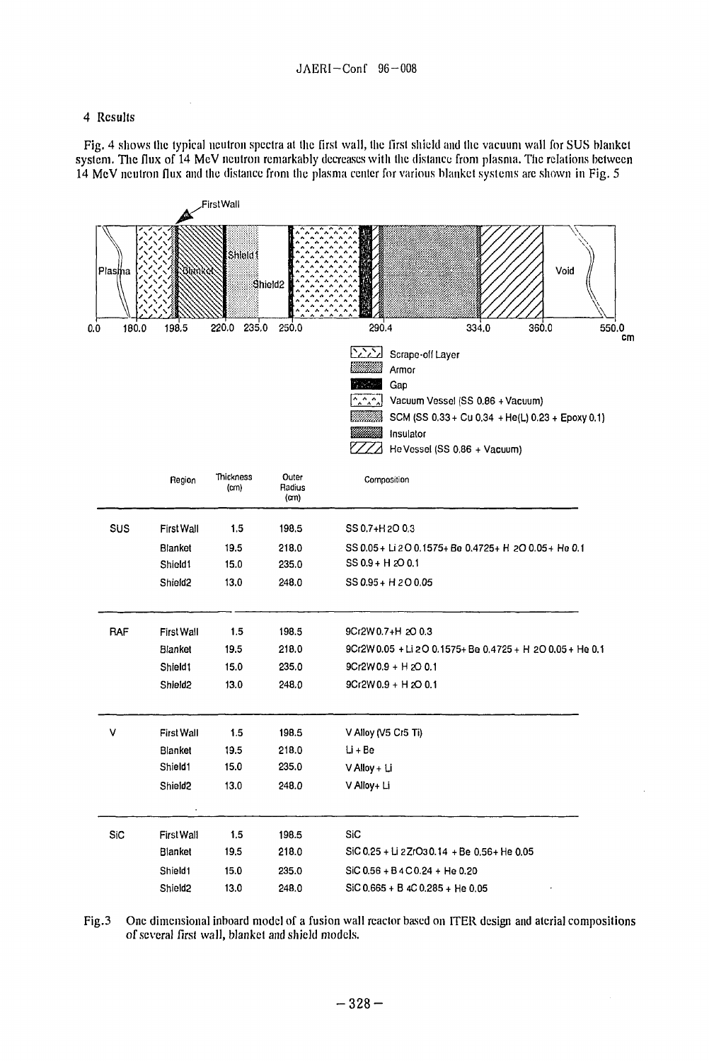## 4 Results

Fig. 4 shows the typical neutron spectra at the first wall, the first shield and the vacuum wall for SUS blanket system. The flux of 14 MeV neutron remarkably decreases with the distance from plasma. The relations between 14 MeV neutron flux and the distance from the plasma center for various blanket systems are shown in Fig. 5

Legend:
- Scrape-off Layer
- Armor
- Gap
- Vacuum Vessel (SS 0.86 + Vacuum)
- SCM (SS 0.33 + Cu 0.34 + He(L) 0.23 + Epoxy 0.1)
- Insulator
- He Vessel (SS 0.86 + Vacuum)

| | Region | Thickness (cm) | Outer Radius (cm) | Composition |
|---|---|---|---|---|
| SUS | First Wall | 1.5 | 198.5 | SS 0.7+ $H_2O$ 0.3 |
| | Blanket | 19.5 | 218.0 | SS 0.05 + $Li_2O$ 0.1575+ Be 0.4725+ $H_2O$ 0.05+ He 0.1 |
| | Shield1 | 15.0 | 235.0 | SS 0.9 + $H_2O$ 0.1 |
| | Shield2 | 13.0 | 248.0 | SS 0.95 + $H_2O$ 0.05 |
| RAF | First Wall | 1.5 | 198.5 | 9Cr2W 0.7+ $H_2O$ 0.3 |
| | Blanket | 19.5 | 218.0 | 9Cr2W 0.05 + $Li_2O$ 0.1575+ Be 0.4725 + $H_2O$ 0.05+ He 0.1 |
| | Shield1 | 15.0 | 235.0 | 9Cr2W 0.9 + $H_2O$ 0.1 |
| | Shield2 | 13.0 | 248.0 | 9Cr2W 0.9 + $H_2O$ 0.1 |
| V | First Wall | 1.5 | 198.5 | V Alloy (V5 Cr5 Ti) |
| | Blanket | 19.5 | 218.0 | Li + Be |
| | Shield1 | 15.0 | 235.0 | V Alloy + Li |
| | Shield2 | 13.0 | 248.0 | V Alloy+ Li |
| SiC | First Wall | 1.5 | 198.5 | SiC |
| | Blanket | 19.5 | 218.0 | SiC 0.25 + $Li_2ZrO_3$ 0.14 + Be 0.56+ He 0.05 |
| | Shield1 | 15.0 | 235.0 | SiC 0.56 + $B_4C$ 0.24 + He 0.20 |
| | Shield2 | 13.0 | 248.0 | SiC 0.665 + $B_4C$ 0.285 + He 0.05 |

Fig.3 One dimensional inboard model of a fusion wall reactor based on ITER design and aterial compositions of several first wall, blanket and shield models.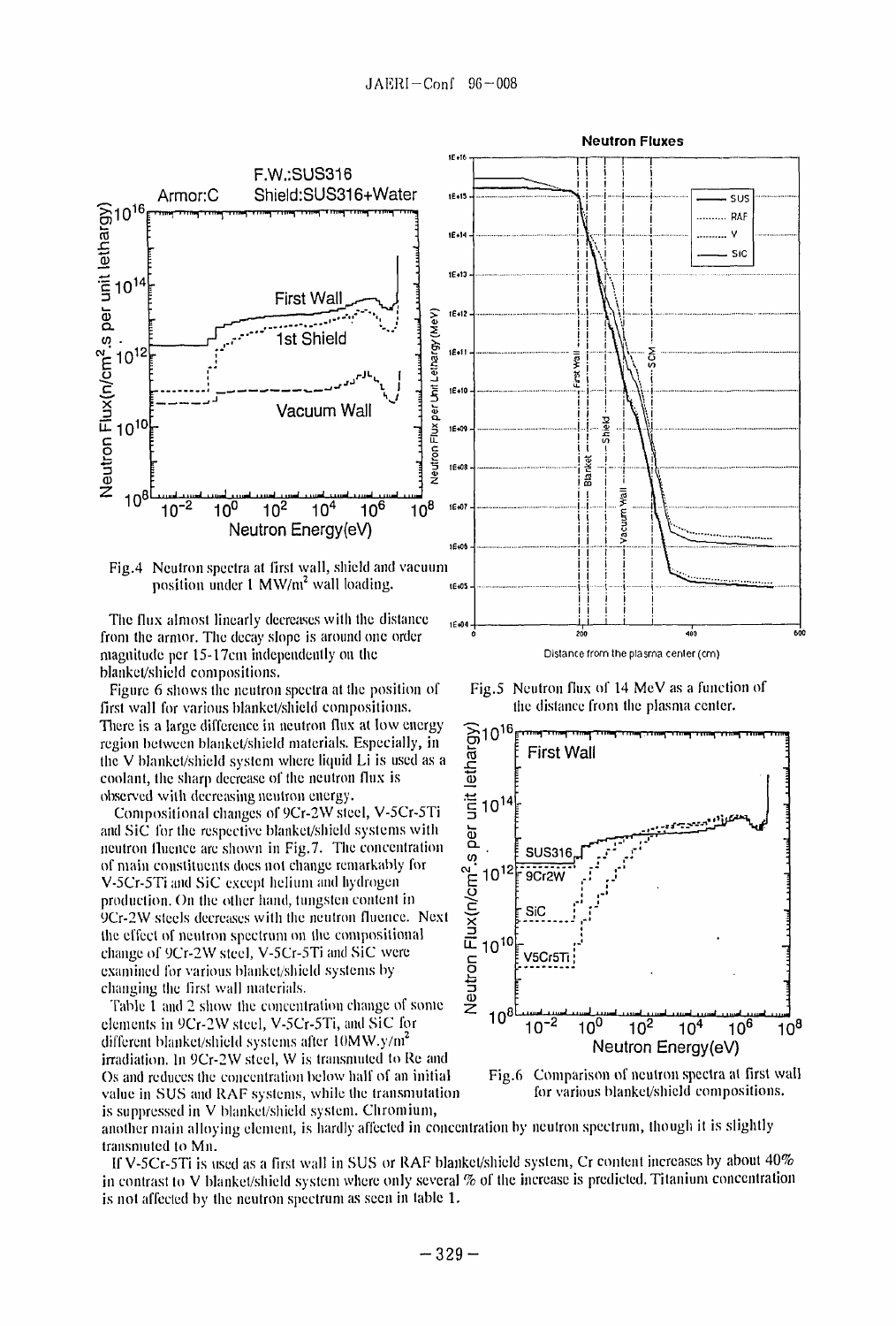Fig.4 Neutron spectra at first wall, shield and vacuum position under 1 MW/m$^2$ wall loading.

Fig.5 Neutron flux of 14 MeV as a function of the distance from the plasma center.

The flux almost linearly decreases with the distance from the armor. The decay slope is around one order magnitude per 15-17cm independently on the blanket/shield compositions.

Figure 6 shows the neutron spectra at the position of first wall for various blanket/shield compositions. There is a large difference in neutron flux at low energy region between blanket/shield materials. Especially, in the V blanket/shield system where liquid Li is used as a coolant, the sharp decrease of the neutron flux is observed with decreasing neutron energy.

Compositional changes of 9Cr-2W steel, V-5Cr-5Ti and SiC for the respective blanket/shield systems with neutron fluence are shown in Fig.7. The concentration of main constituents does not change remarkably for V-5Cr-5Ti and SiC except helium and hydrogen production. On the other hand, tungsten content in 9Cr-2W steels decreases with the neutron fluence. Next the effect of neutron spectrum on the compositional change of 9Cr-2W steel, V-5Cr-5Ti and SiC were examined for various blanket/shield systems by changing the first wall materials.

Fig.6 Comparison of neutron spectra at first wall for various blanket/shield compositions.

Table 1 and 2 show the concentration change of some elements in 9Cr-2W steel, V-5Cr-5Ti, and SiC for different blanket/shield systems after 10MW.y/m$^2$ irradiation. In 9Cr-2W steel, W is transmuted to Re and Os and reduces the concentration below half of an initial value in SUS and RAF systems, while the transmutation is suppressed in V blanket/shield system. Chromium, another main alloying element, is hardly affected in concentration by neutron spectrum, though it is slightly transmuted to Mn.

If V-5Cr-5Ti is used as a first wall in SUS or RAF blanket/shield system, Cr content increases by about 40% in contrast to V blanket/shield system where only several % of the increase is predicted. Titanium concentration is not affected by the neutron spectrum as seen in table 1.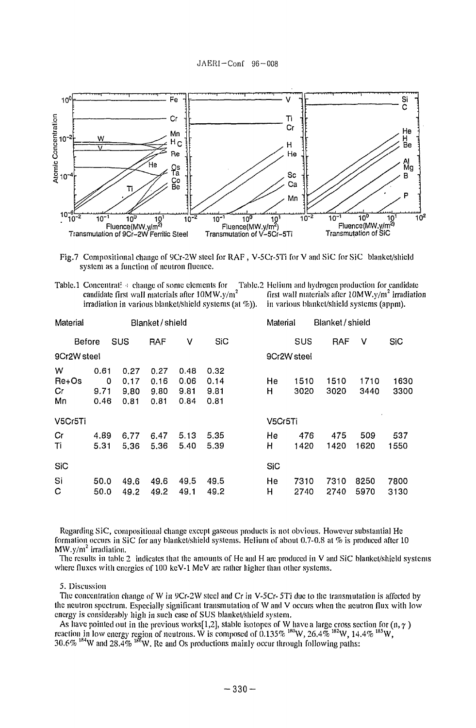Fig.7 Compositional change of 9Cr-2W steel for RAF, V-5Cr-5Ti for V and SiC for SiC blanket/shield system as a function of neutron fluence.

Table.1 Concentration change of some elements for candidate first wall materials after 10MW.y/$m^2$ irradiation in various blanket/shield systems (at %).

| Material | | Blanket / shield | | | |
|---|---|---|---|---|---|
| | Before | SUS | RAF | V | SiC |
| **9Cr2W steel** | | | | | |
| W | 0.61 | 0.27 | 0.27 | 0.48 | 0.32 |
| Re+Os | 0 | 0.17 | 0.16 | 0.06 | 0.14 |
| Cr | 9.71 | 9.80 | 9.80 | 9.81 | 9.81 |
| Mn | 0.46 | 0.81 | 0.81 | 0.84 | 0.81 |
| **V5Cr5Ti** | | | | | |
| Cr | 4.89 | 6.77 | 6.47 | 5.13 | 5.35 |
| Ti | 5.31 | 5.36 | 5.36 | 5.40 | 5.39 |
| **SiC** | | | | | |
| Si | 50.0 | 49.6 | 49.6 | 49.5 | 49.5 |
| C | 50.0 | 49.2 | 49.2 | 49.1 | 49.2 |

Table.2 Helium and hydrogen production for candidate first wall materials after 10MW.y/$m^2$ irradiation in various blanket/shield systems (appm).

| Material | Blanket / shield | | | |
|---|---|---|---|---|
| | SUS | RAF | V | SiC |
| **9Cr2W steel** | | | | |
| He | 1510 | 1510 | 1710 | 1630 |
| H | 3020 | 3020 | 3440 | 3300 |
| **V5Cr5Ti** | | | | |
| He | 476 | 475 | 509 | 537 |
| H | 1420 | 1420 | 1620 | 1550 |
| **SiC** | | | | |
| He | 7310 | 7310 | 8250 | 7800 |
| H | 2740 | 2740 | 5970 | 3130 |

Regarding SiC, compositional change except gaseous products is not obvious. However substantial He formation occurs in SiC for any blanket/shield systems. Helium of about 0.7-0.8 at % is produced after 10 MW.y/$m^2$ irradiation.

The results in table 2 indicates that the amounts of He and H are produced in V and SiC blanket/shield systems where fluxes with energies of 100 keV-1 MeV are rather higher than other systems.

## 5. Discussion

The concentration change of W in 9Cr-2W steel and Cr in V-5Cr-5Ti due to the transmutation is affected by the neutron spectrum. Especially significant transmutation of W and V occurs when the neutron flux with low energy is considerably high in such case of SUS blanket/shield system.

As have pointed out in the previous works[1,2], stable isotopes of W have a large cross section for $(n,\gamma)$ reaction in low energy region of neutrons. W is composed of 0.135% $^{180}W$, 26.4% $^{182}W$, 14.4% $^{183}W$, 30.6% $^{184}W$ and 28.4% $^{186}W$. Re and Os productions mainly occur through following paths: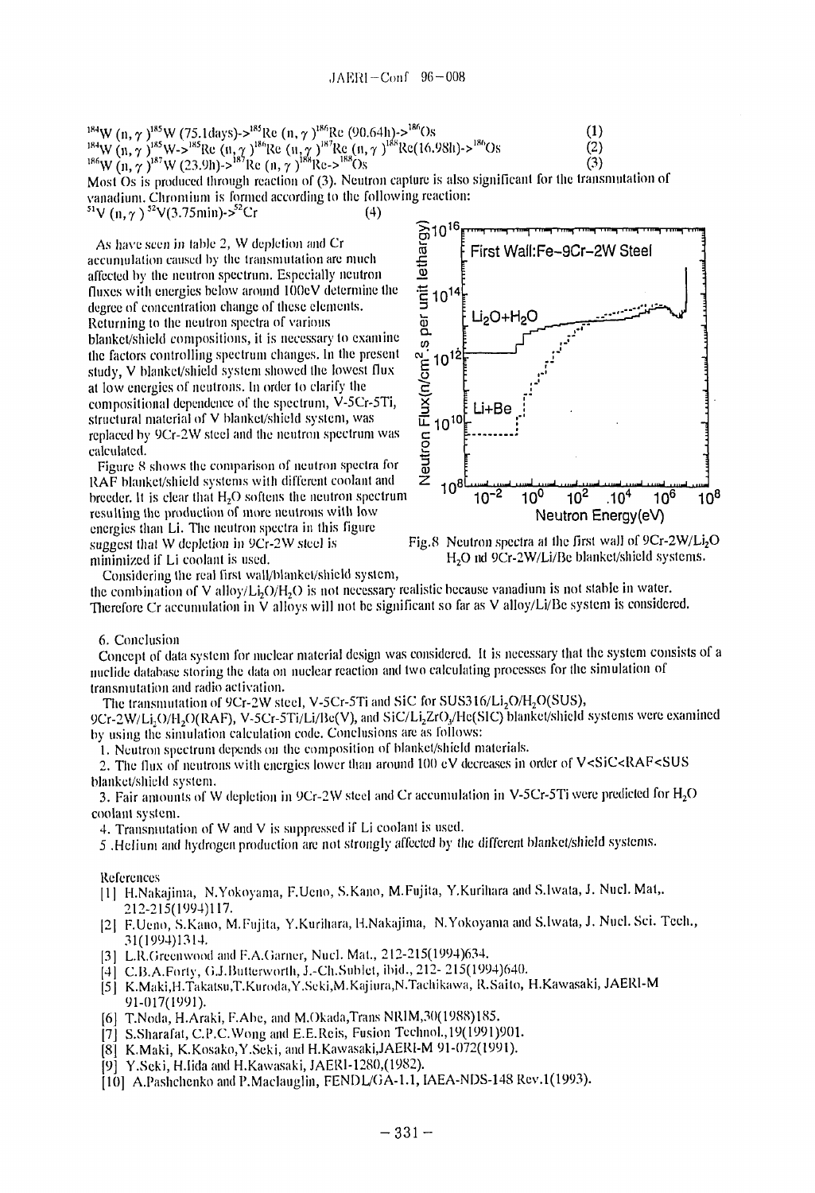$^{184}W(n,\gamma)^{185}W$ (75.1days)->$^{185}Re(n,\gamma)^{186}Re$ (90.64h)->$^{186}Os$ (1)

$^{184}W(n,\gamma)^{185}W$->$^{185}Re(n,\gamma)^{186}Re(n,\gamma)^{187}Re(n,\gamma)^{188}Re$(16.98h)->$^{186}Os$ (2)

$^{186}W(n,\gamma)^{187}W$ (23.9h)->$^{187}Re(n,\gamma)^{188}Re$->$^{188}Os$ (3)

Most Os is produced through reaction of (3). Neutron capture is also significant for the transmutation of vanadium. Chromium is formed according to the following reaction:

$^{51}V(n,\gamma)^{52}V$(3.75min)->$^{52}Cr$ (4)

As have seen in table 2, W depletion and Cr accumulation caused by the transmutation are much affected by the neutron spectrum. Especially neutron fluxes with energies below around 100eV determine the degree of concentration change of these elements. Returning to the neutron spectra of various blanket/shield compositions, it is necessary to examine the factors controlling spectrum changes. In the present study, V blanket/shield system showed the lowest flux at low energies of neutrons. In order to clarify the compositional dependence of the spectrum, V-5Cr-5Ti, structural material of V blanket/shield system, was replaced by 9Cr-2W steel and the neutron spectrum was calculated.

Figure 8 shows the comparison of neutron spectra for RAF blanket/shield systems with different coolant and breeder. It is clear that $H_2O$ softens the neutron spectrum resulting the production of more neutrons with low energies than Li. The neutron spectra in this figure suggest that W depletion in 9Cr-2W steel is mininized if Li coolant is used.

First Wall:Fe-9Cr-2W Steel

$Li_2O$+$H_2O$

Li+Be

Neutron Flux(n/cm$^2$.s per unit lethargy)

$10^{8}$ $10^{10}$ $10^{12}$ $10^{14}$ $10^{16}$

$10^{-2}$ $10^{0}$ $10^{2}$ $10^{4}$ $10^{6}$ $10^{8}$

Neutron Energy(eV)

Fig.8 Neutron spectra at the first wall of 9Cr-2W/$Li_2O$ $H_2O$ nd 9Cr-2W/Li/Be blanket/shield systems.

Considering the real first wall/blanket/shield system, the combination of V alloy/$Li_2O$/$H_2O$ is not necessary realistic because vanadium is not stable in water. Therefore Cr accumulation in V alloys will not be significant so far as V alloy/Li/Be system is considered.

## 6. Conclusion

Concept of data system for nuclear material design was considered. It is necessary that the system consists of a nuclide database storing the data on nuclear reaction and two calculating processes for the simulation of transmutation and radio activation.

The transmutation of 9Cr-2W steel, V-5Cr-5Ti and SiC for SUS316/$Li_2O$/$H_2O$(SUS), 9Cr-2W/$Li_2O$/$H_2O$(RAF), V-5Cr-5Ti/Li/Be(V), and SiC/$Li_2ZrO_3$/He(SIC) blanket/shield systems were examined by using the simulation calculation code. Conclusions are as follows:

1. Neutron spectrum depends on the composition of blanket/shield materials.
2. The flux of neutrons with energies lower than around 100 eV decreases in order of V<SiC<RAF<SUS blanket/shield system.
3. Fair amounts of W depletion in 9Cr-2W steel and Cr accumulation in V-5Cr-5Ti were predicted for $H_2O$ coolant system.
4. Transmutation of W and V is suppressed if Li coolant is used.
5. Helium and hydrogen production are not strongly affected by the different blanket/shield systems.

## References

[1] H.Nakajima, N.Yokoyama, F.Ueno, S.Kano, M.Fujita, Y.Kurihara and S.Iwata, J. Nucl. Mat,. 212-215(1994)117.

[2] F.Ueno, S.Kano, M.Fujita, Y.Kurihara, H.Nakajima, N.Yokoyama and S.Iwata, J. Nucl. Sci. Tech., 31(1994)1314.

[3] L.R.Greenwood and F.A.Garner, Nucl. Mat., 212-215(1994)634.

[4] C.B.A.Forty, G.J.Butterworth, J.-Ch.Sublet, ibid., 212- 215(1994)640.

[5] K.Maki,H.Takatsu,T.Kuroda,Y.Seki,M.Kajiura,N.Tachikawa, R.Saito, H.Kawasaki, JAERI-M 91-017(1991).

[6] T.Noda, H.Araki, F.Abe, and M.Okada,Trans NRIM,30(1988)185.

[7] S.Sharafat, C.P.C.Wong and E.E.Reis, Fusion Technol.,19(1991)901.

[8] K.Maki, K.Kosako,Y.Seki, and H.Kawasaki,JAERI-M 91-072(1991).

[9] Y.Seki, H.Iida and H.Kawasaki, JAERI-1280,(1982).

[10] A.Pashchenko and P.Maclauglin, FENDL/GA-1.1, IAEA-NDS-148 Rev.1(1993).